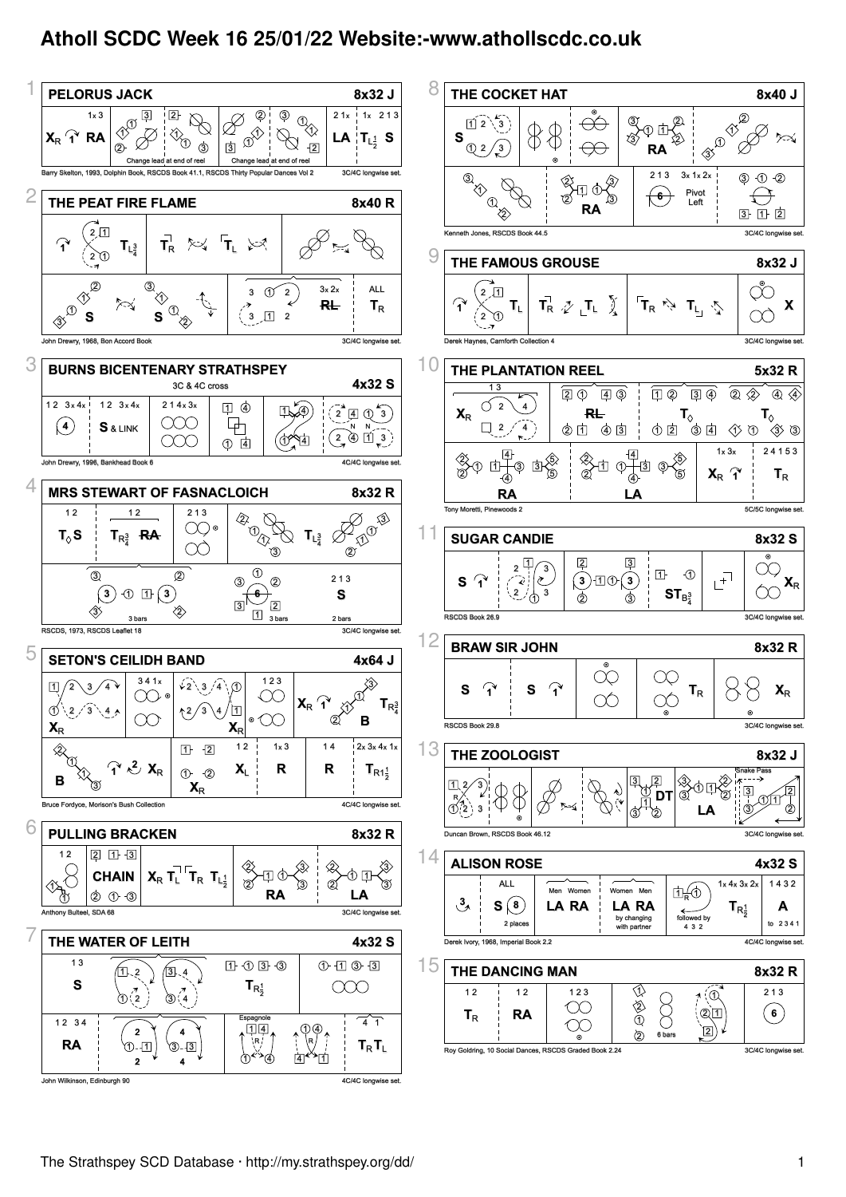# Atholl SCDC Week 16 25/01/22 Website:-www.athollscdc.co.uk

## 1 PELORUS JACK — 8x32 J

1x 3 | Change lead at end of reel | Change lead at end of reel | 2 1x 1x 2 1 3

$X_R$ 1 RA | LA $T_{L\frac{1}{2}}$ S

Barry Skelton, 1993, Dolphin Book, RSCDS Book 41.1, RSCDS Thirty Popular Dances Vol 2 — 3C/4C longwise set.

## 2 THE PEAT FIRE FLAME — 8x40 R

1 $T_{L\frac{3}{4}}$ | $T_R$ $T_L$

S | S | 3x 2x RL | ALL $T_R$

John Drewry, 1968, Bon Accord Book — 3C/4C longwise set.

## 3 BURNS BICENTENARY STRATHSPEY — 4x32 S

3C & 4C cross

1 2 3x 4x 4 | 1 2 3x 4x S & LINK | 2 1 4x 3x | N N

John Drewry, 1996, Bankhead Book 6 — 4C/4C longwise set.

## 4 MRS STEWART OF FASNACLOICH — 8x32 R

1 2 $T_\Diamond$ S | 1 2 $T_{R\frac{3}{4}}$ RA | 2 1 3 | $T_{L\frac{3}{4}}$

3 bars | 6 | 3 bars | 2 1 3 S 2 bars

RSCDS, 1973, RSCDS Leaflet 18 — 3C/4C longwise set.

## 5 SETON'S CEILIDH BAND — 4x64 J

$X_R$ | 3 4 1x | $X_R$ | 1 2 3 | $X_R$ 1 | $T_{R\frac{3}{4}}$ B

B | 1 2 $X_R$ | $X_R$ | 1 2 $X_L$ | 1x 3 R | 1 4 R | 2x 3x 4x 1x $T_{R1\frac{1}{2}}$

Bruce Fordyce, Morison's Bush Collection — 4C/4C longwise set.

## 6 PULLING BRACKEN — 8x32 R

1 2 | CHAIN | $X_R$ $T_L$ $T_R$ $T_{L\frac{1}{2}}$ | RA | LA

Anthony Bulteel, SDA 68 — 3C/4C longwise set.

## 7 THE WATER OF LEITH — 4x32 S

1 3 S | $T_{R\frac{1}{2}}$

1 2 3 4 RA | Espagnole | $T_R$ $T_L$

John Wilkinson, Edinburgh 90 — 4C/4C longwise set.

## 8 THE COCKET HAT — 8x40 J

S | RA

RA | 2 1 3 | 3x 1x 2x | 6 | Pivot Left

Kenneth Jones, RSCDS Book 44.5 — 3C/4C longwise set.

## 9 THE FAMOUS GROUSE — 8x32 J

1 $T_L$ | $T_R$ $T_L$ | $T_R$ $T_L$ | X

Derek Haynes, Carnforth Collection 4 — 3C/4C longwise set.

## 10 THE PLANTATION REEL — 5x32 R

1 3 $X_R$ | RL | $T_\Diamond$ | $T_\Diamond$

RA | LA | 1x 3x $X_R$ 1 | 2 4 1 5 3 $T_R$

Tony Moretti, Pinewoods 2 — 5C/5C longwise set.

## 11 SUGAR CANDIE — 8x32 S

S 1 | $ST_{B\frac{3}{4}}$ | $X_R$

RSCDS Book 26.9 — 3C/4C longwise set.

## 12 BRAW SIR JOHN — 8x32 R

S 1 | S 1 | $T_R$ | $X_R$

RSCDS Book 29.8 — 3C/4C longwise set.

## 13 THE ZOOLOGIST — 8x32 J

DT | LA | Snake Pass

Duncan Brown, RSCDS Book 46.12 — 3C/4C longwise set.

## 14 ALISON ROSE — 4x32 S

3 | ALL S 8 2 places | Men Women LA RA | Women Men LA RA by changing with partner | followed by 4 3 2 | 1x 4x 3x 2x $T_{R\frac{1}{2}}$ | 1 4 3 2 A to 2 3 4 1

Derek Ivory, 1968, Imperial Book 2.2 — 4C/4C longwise set.

## 15 THE DANCING MAN — 8x32 R

1 2 $T_R$ | 1 2 RA | 1 2 3 | 6 bars | 2 1 3 6

Roy Goldring, 10 Social Dances, RSCDS Graded Book 2.24 — 3C/4C longwise set.

The Strathspey SCD Database · http://my.strathspey.org/dd/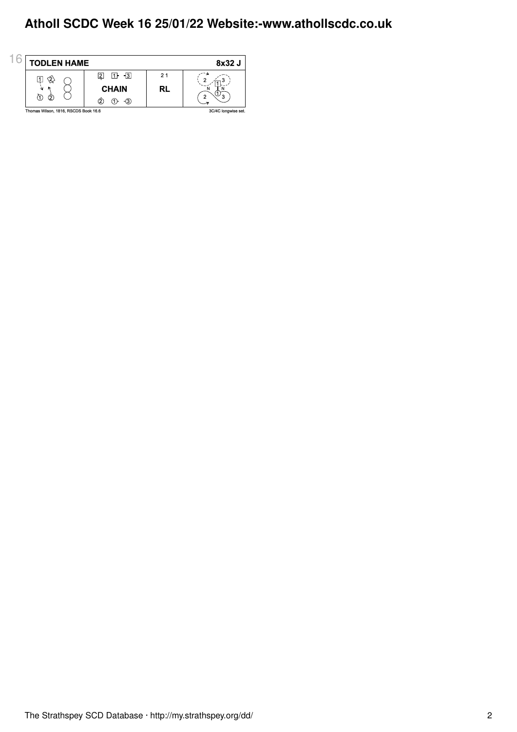# Atholl SCDC Week 16 25/01/22 Website:-www.athollscdc.co.uk

16

| TODLEN HAME | | | 8x32 J |
|---|---|---|---|
| | 2 1 3 CHAIN 2 1 3 | 2 1 RL | |

Thomas Wilson, 1816, RSCDS Book 16.6

3C/4C longwise set.